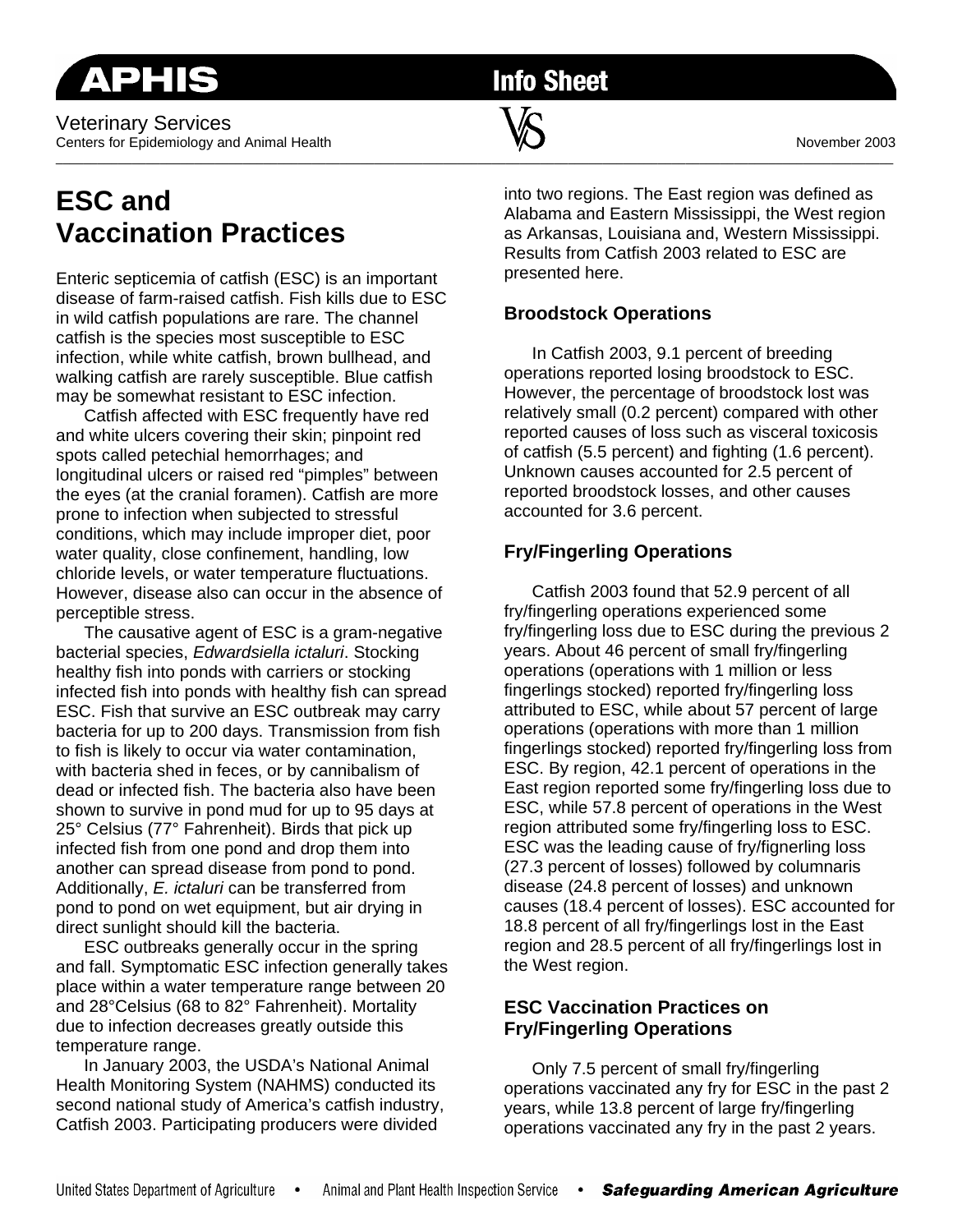APHIS

Info Sheet

Veterinary Services
Centers for Epidemiology and Animal Health

November 2003

# ESC and Vaccination Practices

Enteric septicemia of catfish (ESC) is an important disease of farm-raised catfish. Fish kills due to ESC in wild catfish populations are rare. The channel catfish is the species most susceptible to ESC infection, while white catfish, brown bullhead, and walking catfish are rarely susceptible. Blue catfish may be somewhat resistant to ESC infection.

Catfish affected with ESC frequently have red and white ulcers covering their skin; pinpoint red spots called petechial hemorrhages; and longitudinal ulcers or raised red "pimples" between the eyes (at the cranial foramen). Catfish are more prone to infection when subjected to stressful conditions, which may include improper diet, poor water quality, close confinement, handling, low chloride levels, or water temperature fluctuations. However, disease also can occur in the absence of perceptible stress.

The causative agent of ESC is a gram-negative bacterial species, *Edwardsiella ictaluri*. Stocking healthy fish into ponds with carriers or stocking infected fish into ponds with healthy fish can spread ESC. Fish that survive an ESC outbreak may carry bacteria for up to 200 days. Transmission from fish to fish is likely to occur via water contamination, with bacteria shed in feces, or by cannibalism of dead or infected fish. The bacteria also have been shown to survive in pond mud for up to 95 days at 25° Celsius (77° Fahrenheit). Birds that pick up infected fish from one pond and drop them into another can spread disease from pond to pond. Additionally, *E. ictaluri* can be transferred from pond to pond on wet equipment, but air drying in direct sunlight should kill the bacteria.

ESC outbreaks generally occur in the spring and fall. Symptomatic ESC infection generally takes place within a water temperature range between 20 and 28°Celsius (68 to 82° Fahrenheit). Mortality due to infection decreases greatly outside this temperature range.

In January 2003, the USDA's National Animal Health Monitoring System (NAHMS) conducted its second national study of America's catfish industry, Catfish 2003. Participating producers were divided into two regions. The East region was defined as Alabama and Eastern Mississippi, the West region as Arkansas, Louisiana and, Western Mississippi. Results from Catfish 2003 related to ESC are presented here.

## Broodstock Operations

In Catfish 2003, 9.1 percent of breeding operations reported losing broodstock to ESC. However, the percentage of broodstock lost was relatively small (0.2 percent) compared with other reported causes of loss such as visceral toxicosis of catfish (5.5 percent) and fighting (1.6 percent). Unknown causes accounted for 2.5 percent of reported broodstock losses, and other causes accounted for 3.6 percent.

## Fry/Fingerling Operations

Catfish 2003 found that 52.9 percent of all fry/fingerling operations experienced some fry/fingerling loss due to ESC during the previous 2 years. About 46 percent of small fry/fingerling operations (operations with 1 million or less fingerlings stocked) reported fry/fingerling loss attributed to ESC, while about 57 percent of large operations (operations with more than 1 million fingerlings stocked) reported fry/fingerling loss from ESC. By region, 42.1 percent of operations in the East region reported some fry/fingerling loss due to ESC, while 57.8 percent of operations in the West region attributed some fry/fingerling loss to ESC. ESC was the leading cause of fry/fignerling loss (27.3 percent of losses) followed by columnaris disease (24.8 percent of losses) and unknown causes (18.4 percent of losses). ESC accounted for 18.8 percent of all fry/fingerlings lost in the East region and 28.5 percent of all fry/fingerlings lost in the West region.

## ESC Vaccination Practices on Fry/Fingerling Operations

Only 7.5 percent of small fry/fingerling operations vaccinated any fry for ESC in the past 2 years, while 13.8 percent of large fry/fingerling operations vaccinated any fry in the past 2 years.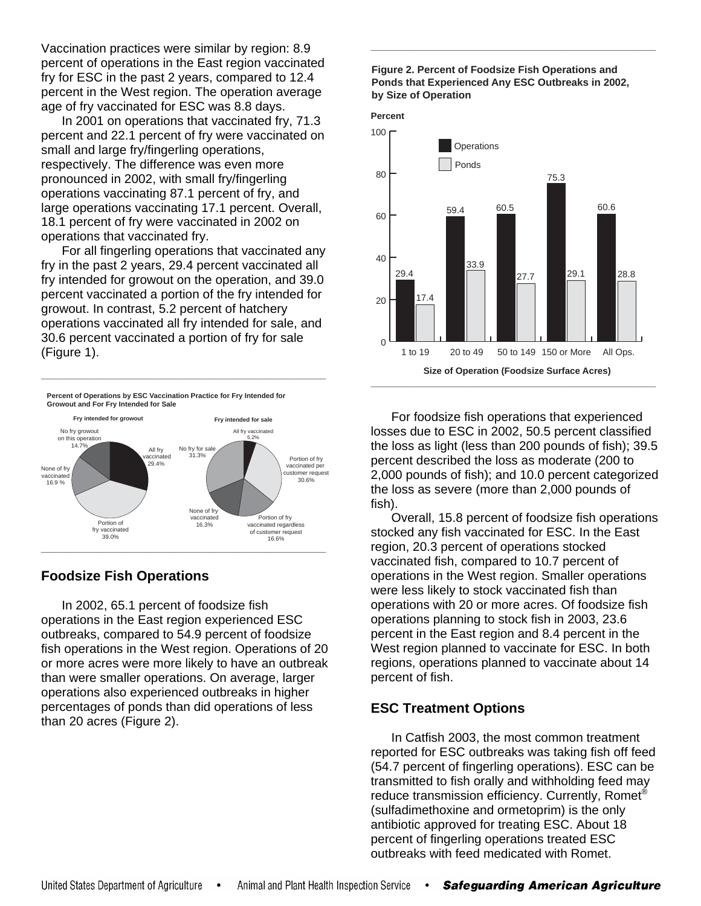Vaccination practices were similar by region: 8.9 percent of operations in the East region vaccinated fry for ESC in the past 2 years, compared to 12.4 percent in the West region. The operation average age of fry vaccinated for ESC was 8.8 days.

In 2001 on operations that vaccinated fry, 71.3 percent and 22.1 percent of fry were vaccinated on small and large fry/fingerling operations, respectively. The difference was even more pronounced in 2002, with small fry/fingerling operations vaccinating 87.1 percent of fry, and large operations vaccinating 17.1 percent. Overall, 18.1 percent of fry were vaccinated in 2002 on operations that vaccinated fry.

For all fingerling operations that vaccinated any fry in the past 2 years, 29.4 percent vaccinated all fry intended for growout on the operation, and 39.0 percent vaccinated a portion of the fry intended for growout. In contrast, 5.2 percent of hatchery operations vaccinated all fry intended for sale, and 30.6 percent vaccinated a portion of fry for sale (Figure 1).

**Percent of Operations by ESC Vaccination Practice for Fry Intended for Growout and For Fry Intended for Sale**

| Fry intended for growout | Percent |
| --- | --- |
| All fry vaccinated | 29.4 |
| Portion of fry vaccinated | 39.0 |
| None of fry vaccinated | 16.9 |
| No fry growout on this operation | 14.7 |

| Fry intended for sale | Percent |
| --- | --- |
| All fry vaccinated | 5.2 |
| Portion of fry vaccinated per customer request | 30.6 |
| Portion of fry vaccinated regardless of customer request | 16.6 |
| None of fry vaccinated | 16.3 |
| No fry for sale | 31.3 |

## Foodsize Fish Operations

In 2002, 65.1 percent of foodsize fish operations in the East region experienced ESC outbreaks, compared to 54.9 percent of foodsize fish operations in the West region. Operations of 20 or more acres were more likely to have an outbreak than were smaller operations. On average, larger operations also experienced outbreaks in higher percentages of ponds than did operations of less than 20 acres (Figure 2).

**Figure 2. Percent of Foodsize Fish Operations and Ponds that Experienced Any ESC Outbreaks in 2002, by Size of Operation**

| Size of Operation (Foodsize Surface Acres) | Operations (Percent) | Ponds (Percent) |
| --- | --- | --- |
| 1 to 19 | 29.4 | 17.4 |
| 20 to 49 | 59.4 | 33.9 |
| 50 to 149 | 60.5 | 27.7 |
| 150 or More | 75.3 | 29.1 |
| All Ops. | 60.6 | 28.8 |

For foodsize fish operations that experienced losses due to ESC in 2002, 50.5 percent classified the loss as light (less than 200 pounds of fish); 39.5 percent described the loss as moderate (200 to 2,000 pounds of fish); and 10.0 percent categorized the loss as severe (more than 2,000 pounds of fish).

Overall, 15.8 percent of foodsize fish operations stocked any fish vaccinated for ESC. In the East region, 20.3 percent of operations stocked vaccinated fish, compared to 10.7 percent of operations in the West region. Smaller operations were less likely to stock vaccinated fish than operations with 20 or more acres. Of foodsize fish operations planning to stock fish in 2003, 23.6 percent in the East region and 8.4 percent in the West region planned to vaccinate for ESC. In both regions, operations planned to vaccinate about 14 percent of fish.

## ESC Treatment Options

In Catfish 2003, the most common treatment reported for ESC outbreaks was taking fish off feed (54.7 percent of fingerling operations). ESC can be transmitted to fish orally and withholding feed may reduce transmission efficiency. Currently, Romet® (sulfadimethoxine and ormetoprim) is the only antibiotic approved for treating ESC. About 18 percent of fingerling operations treated ESC outbreaks with feed medicated with Romet.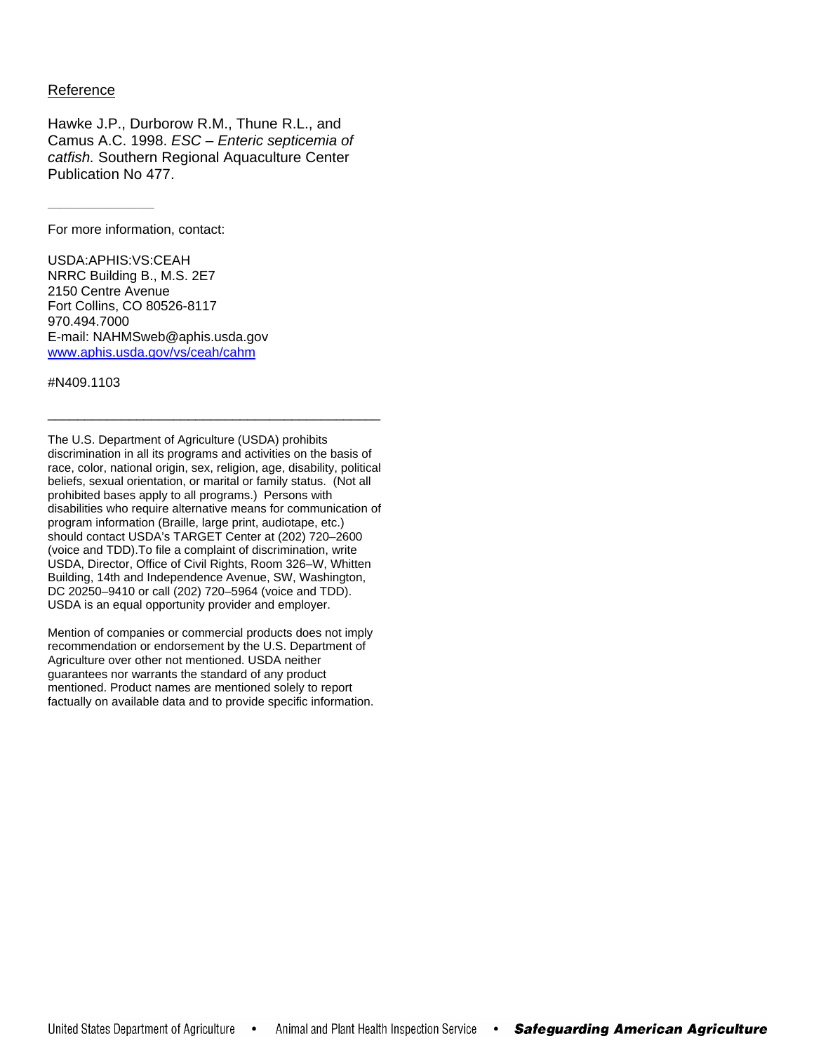Reference

Hawke J.P., Durborow R.M., Thune R.L., and Camus A.C. 1998. *ESC – Enteric septicemia of catfish.* Southern Regional Aquaculture Center Publication No 477.

---

For more information, contact:

USDA:APHIS:VS:CEAH
NRRC Building B., M.S. 2E7
2150 Centre Avenue
Fort Collins, CO 80526-8117
970.494.7000
E-mail: NAHMSweb@aphis.usda.gov
[www.aphis.usda.gov/vs/ceah/cahm](http://www.aphis.usda.gov/vs/ceah/cahm)

#N409.1103

---

The U.S. Department of Agriculture (USDA) prohibits discrimination in all its programs and activities on the basis of race, color, national origin, sex, religion, age, disability, political beliefs, sexual orientation, or marital or family status. (Not all prohibited bases apply to all programs.) Persons with disabilities who require alternative means for communication of program information (Braille, large print, audiotape, etc.) should contact USDA's TARGET Center at (202) 720–2600 (voice and TDD).To file a complaint of discrimination, write USDA, Director, Office of Civil Rights, Room 326–W, Whitten Building, 14th and Independence Avenue, SW, Washington, DC 20250–9410 or call (202) 720–5964 (voice and TDD). USDA is an equal opportunity provider and employer.

Mention of companies or commercial products does not imply recommendation or endorsement by the U.S. Department of Agriculture over other not mentioned. USDA neither guarantees nor warrants the standard of any product mentioned. Product names are mentioned solely to report factually on available data and to provide specific information.